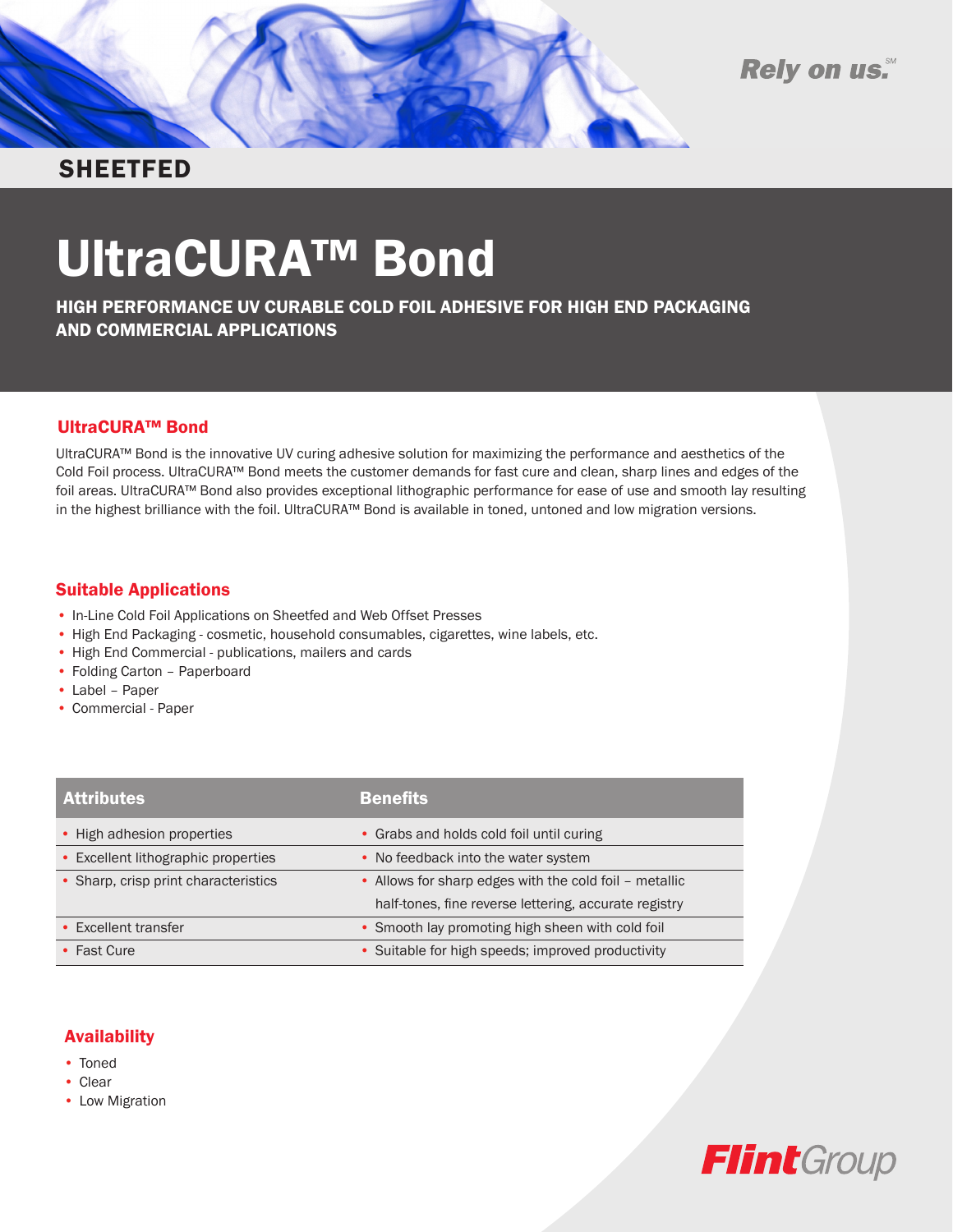Rely on us.℠

SHEETFED

# UltraCURA™ Bond

HIGH PERFORMANCE UV CURABLE COLD FOIL ADHESIVE FOR HIGH END PACKAGING AND COMMERCIAL APPLICATIONS

## UltraCURA™ Bond

UltraCURA™ Bond is the innovative UV curing adhesive solution for maximizing the performance and aesthetics of the Cold Foil process. UltraCURA™ Bond meets the customer demands for fast cure and clean, sharp lines and edges of the foil areas. UltraCURA™ Bond also provides exceptional lithographic performance for ease of use and smooth lay resulting in the highest brilliance with the foil. UltraCURA™ Bond is available in toned, untoned and low migration versions.

## Suitable Applications

- In-Line Cold Foil Applications on Sheetfed and Web Offset Presses
- High End Packaging - cosmetic, household consumables, cigarettes, wine labels, etc.
- High End Commercial - publications, mailers and cards
- Folding Carton – Paperboard
- Label – Paper
- Commercial - Paper

| Attributes | Benefits |
| --- | --- |
| • High adhesion properties | • Grabs and holds cold foil until curing |
| • Excellent lithographic properties | • No feedback into the water system |
| • Sharp, crisp print characteristics | • Allows for sharp edges with the cold foil – metallic half-tones, fine reverse lettering, accurate registry |
| • Excellent transfer | • Smooth lay promoting high sheen with cold foil |
| • Fast Cure | • Suitable for high speeds; improved productivity |

## Availability

- Toned
- Clear
- Low Migration

FlintGroup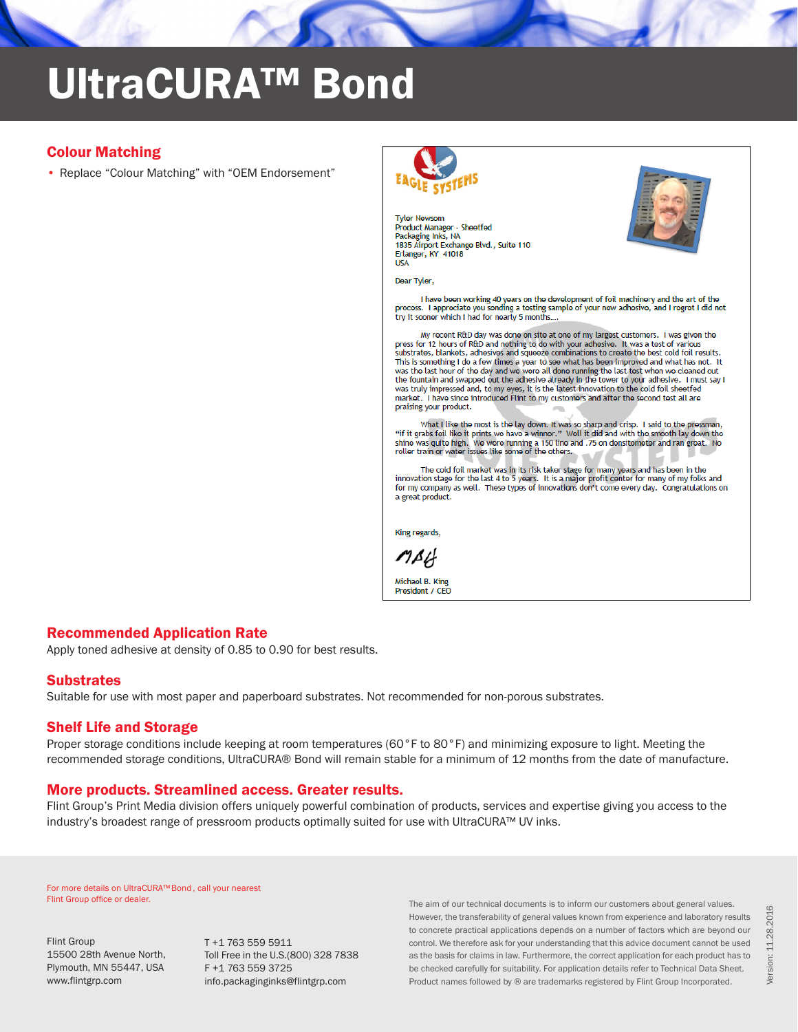# UltraCURA™ Bond

## Colour Matching

- Replace "Colour Matching" with "OEM Endorsement"

EAGLE SYSTEMS

Tyler Newsom
Product Manager - Sheetfed
Packaging Inks, NA
1835 Airport Exchange Blvd., Suite 110
Erlanger, KY 41018
USA

Dear Tyler,

I have been working 40 years on the development of foil machinery and the art of the process. I appreciate you sending a testing sample of your new adhesive, and I regret I did not try it sooner which I had for nearly 5 months....

My recent R&D day was done on site at one of my largest customers. I was given the press for 12 hours of R&D and nothing to do with your adhesive. It was a test of various substrates, blankets, adhesives and squeeze combinations to create the best cold foil results. This is something I do a few times a year to see what has been improved and what has not. It was the last hour of the day and we were all done running the last test when we cleaned out the fountain and swapped out the adhesive already in the tower to your adhesive. I must say I was truly impressed and, to my eyes, it is the latest innovation to the cold foil sheetfed market. I have since introduced Flint to my customers and after the second test all are praising your product.

What I like the most is the lay down. It was so sharp and crisp. I said to the pressman, "if it grabs foil like it prints we have a winner." Well it did and with the smooth lay down the shine was quite high. We were running a 150 line and .75 on densitometer and ran great. No roller train or water issues like some of the others.

The cold foil market was in its risk taker stage for many years and has been in the innovation stage for the last 4 to 5 years. It is a major profit center for many of my folks and for my company as well. These types of innovations don't come every day. Congratulations on a great product.

King regards,

Michael B. King
President / CEO

## Recommended Application Rate

Apply toned adhesive at density of 0.85 to 0.90 for best results.

## Substrates

Suitable for use with most paper and paperboard substrates. Not recommended for non-porous substrates.

## Shelf Life and Storage

Proper storage conditions include keeping at room temperatures (60°F to 80°F) and minimizing exposure to light. Meeting the recommended storage conditions, UltraCURA® Bond will remain stable for a minimum of 12 months from the date of manufacture.

## More products. Streamlined access. Greater results.

Flint Group's Print Media division offers uniquely powerful combination of products, services and expertise giving you access to the industry's broadest range of pressroom products optimally suited for use with UltraCURA™ UV inks.

For more details on UltraCURA™ Bond, call your nearest Flint Group office or dealer.

Flint Group
15500 28th Avenue North,
Plymouth, MN 55447, USA
www.flintgrp.com

T +1 763 559 5911
Toll Free in the U.S.(800) 328 7838
F +1 763 559 3725
info.packaginginks@flintgrp.com

The aim of our technical documents is to inform our customers about general values. However, the transferability of general values known from experience and laboratory results to concrete practical applications depends on a number of factors which are beyond our control. We therefore ask for your understanding that this advice document cannot be used as the basis for claims in law. Furthermore, the correct application for each product has to be checked carefully for suitability. For application details refer to Technical Data Sheet. Product names followed by ® are trademarks registered by Flint Group Incorporated.

Version: 11.28.2016